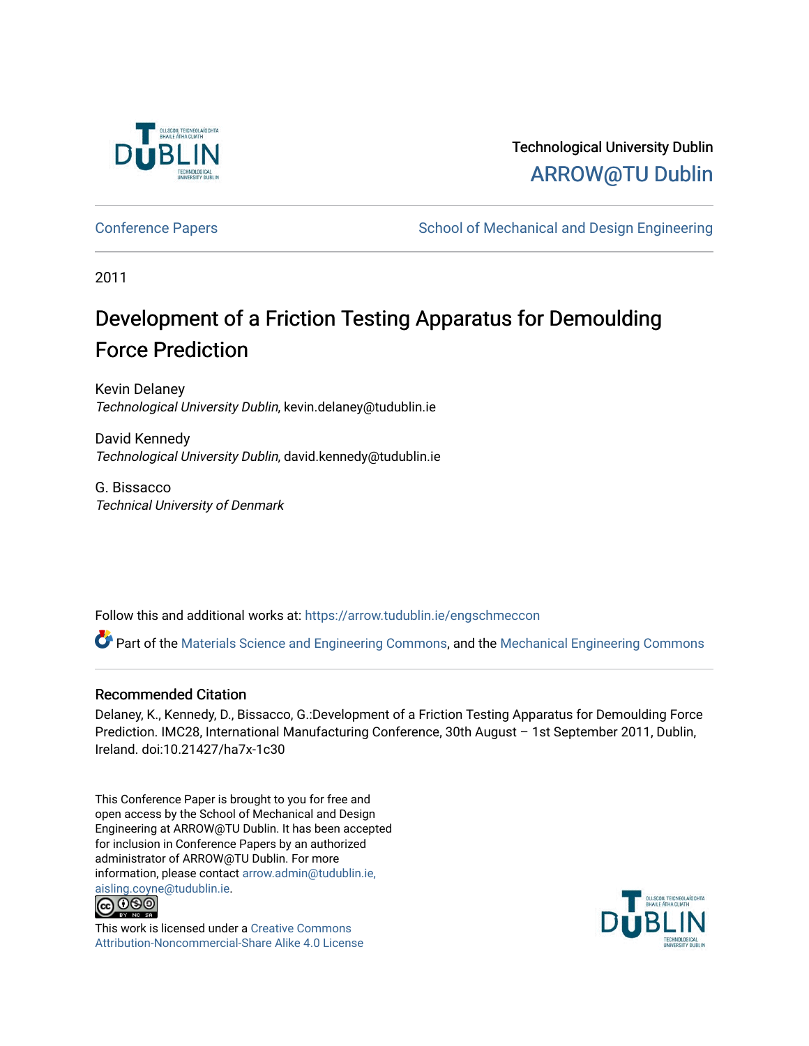Technological University Dublin

ARROW@TU Dublin

Conference Papers | School of Mechanical and Design Engineering

2011

# Development of a Friction Testing Apparatus for Demoulding Force Prediction

Kevin Delaney
*Technological University Dublin*, kevin.delaney@tudublin.ie

David Kennedy
*Technological University Dublin*, david.kennedy@tudublin.ie

G. Bissacco
*Technical University of Denmark*

Follow this and additional works at: https://arrow.tudublin.ie/engschmeccon

Part of the Materials Science and Engineering Commons, and the Mechanical Engineering Commons

## Recommended Citation

Delaney, K., Kennedy, D., Bissacco, G.:Development of a Friction Testing Apparatus for Demoulding Force Prediction. IMC28, International Manufacturing Conference, 30th August – 1st September 2011, Dublin, Ireland. doi:10.21427/ha7x-1c30

This Conference Paper is brought to you for free and open access by the School of Mechanical and Design Engineering at ARROW@TU Dublin. It has been accepted for inclusion in Conference Papers by an authorized administrator of ARROW@TU Dublin. For more information, please contact arrow.admin@tudublin.ie, aisling.coyne@tudublin.ie.

This work is licensed under a Creative Commons Attribution-Noncommercial-Share Alike 4.0 License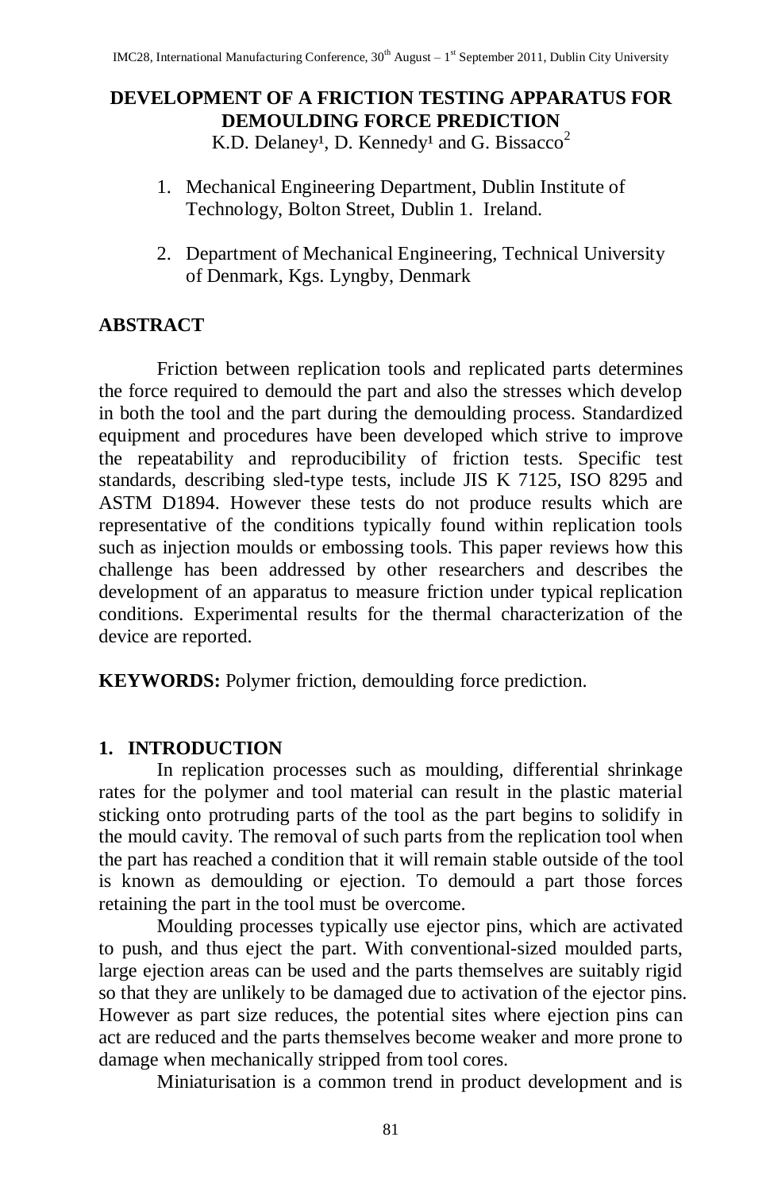# DEVELOPMENT OF A FRICTION TESTING APPARATUS FOR DEMOULDING FORCE PREDICTION

K.D. Delaney[1], D. Kennedy[1] and G. Bissacco[2]

1. Mechanical Engineering Department, Dublin Institute of Technology, Bolton Street, Dublin 1. Ireland.

2. Department of Mechanical Engineering, Technical University of Denmark, Kgs. Lyngby, Denmark

## ABSTRACT

Friction between replication tools and replicated parts determines the force required to demould the part and also the stresses which develop in both the tool and the part during the demoulding process. Standardized equipment and procedures have been developed which strive to improve the repeatability and reproducibility of friction tests. Specific test standards, describing sled-type tests, include JIS K 7125, ISO 8295 and ASTM D1894. However these tests do not produce results which are representative of the conditions typically found within replication tools such as injection moulds or embossing tools. This paper reviews how this challenge has been addressed by other researchers and describes the development of an apparatus to measure friction under typical replication conditions. Experimental results for the thermal characterization of the device are reported.

**KEYWORDS:** Polymer friction, demoulding force prediction.

## 1. INTRODUCTION

In replication processes such as moulding, differential shrinkage rates for the polymer and tool material can result in the plastic material sticking onto protruding parts of the tool as the part begins to solidify in the mould cavity. The removal of such parts from the replication tool when the part has reached a condition that it will remain stable outside of the tool is known as demoulding or ejection. To demould a part those forces retaining the part in the tool must be overcome.

Moulding processes typically use ejector pins, which are activated to push, and thus eject the part. With conventional-sized moulded parts, large ejection areas can be used and the parts themselves are suitably rigid so that they are unlikely to be damaged due to activation of the ejector pins. However as part size reduces, the potential sites where ejection pins can act are reduced and the parts themselves become weaker and more prone to damage when mechanically stripped from tool cores.

Miniaturisation is a common trend in product development and is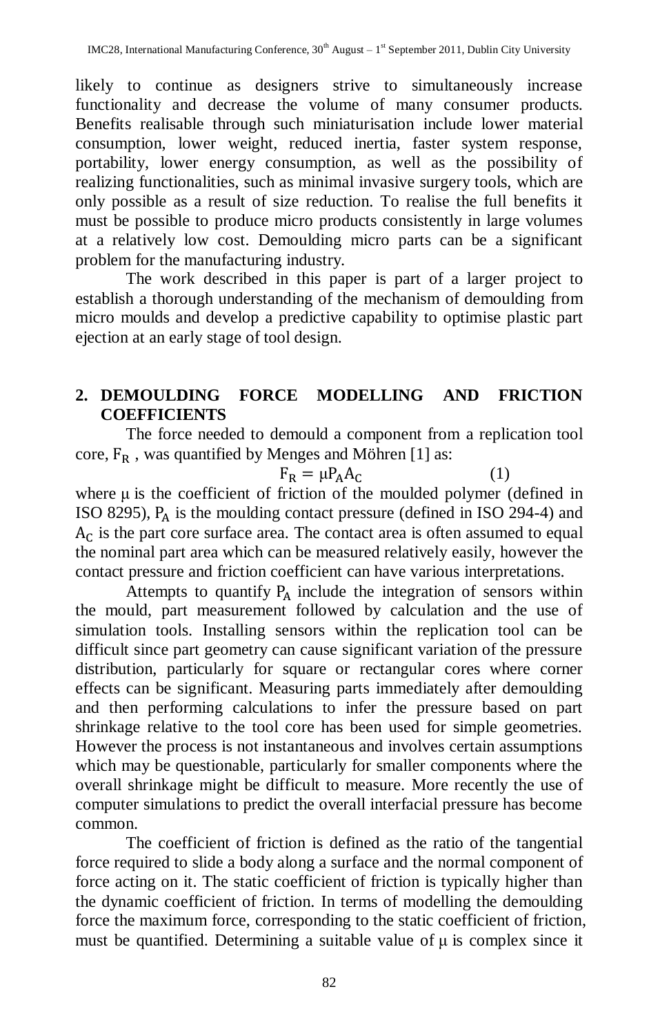likely to continue as designers strive to simultaneously increase functionality and decrease the volume of many consumer products. Benefits realisable through such miniaturisation include lower material consumption, lower weight, reduced inertia, faster system response, portability, lower energy consumption, as well as the possibility of realizing functionalities, such as minimal invasive surgery tools, which are only possible as a result of size reduction. To realise the full benefits it must be possible to produce micro products consistently in large volumes at a relatively low cost. Demoulding micro parts can be a significant problem for the manufacturing industry.

The work described in this paper is part of a larger project to establish a thorough understanding of the mechanism of demoulding from micro moulds and develop a predictive capability to optimise plastic part ejection at an early stage of tool design.

## 2. DEMOULDING FORCE MODELLING AND FRICTION COEFFICIENTS

The force needed to demould a component from a replication tool core, $F_R$ , was quantified by Menges and Möhren [1] as:

$$F_R = \mu P_A A_C \tag{1}$$

where μ is the coefficient of friction of the moulded polymer (defined in ISO 8295), $P_A$ is the moulding contact pressure (defined in ISO 294-4) and $A_C$ is the part core surface area. The contact area is often assumed to equal the nominal part area which can be measured relatively easily, however the contact pressure and friction coefficient can have various interpretations.

Attempts to quantify $P_A$ include the integration of sensors within the mould, part measurement followed by calculation and the use of simulation tools. Installing sensors within the replication tool can be difficult since part geometry can cause significant variation of the pressure distribution, particularly for square or rectangular cores where corner effects can be significant. Measuring parts immediately after demoulding and then performing calculations to infer the pressure based on part shrinkage relative to the tool core has been used for simple geometries. However the process is not instantaneous and involves certain assumptions which may be questionable, particularly for smaller components where the overall shrinkage might be difficult to measure. More recently the use of computer simulations to predict the overall interfacial pressure has become common.

The coefficient of friction is defined as the ratio of the tangential force required to slide a body along a surface and the normal component of force acting on it. The static coefficient of friction is typically higher than the dynamic coefficient of friction. In terms of modelling the demoulding force the maximum force, corresponding to the static coefficient of friction, must be quantified. Determining a suitable value of μ is complex since it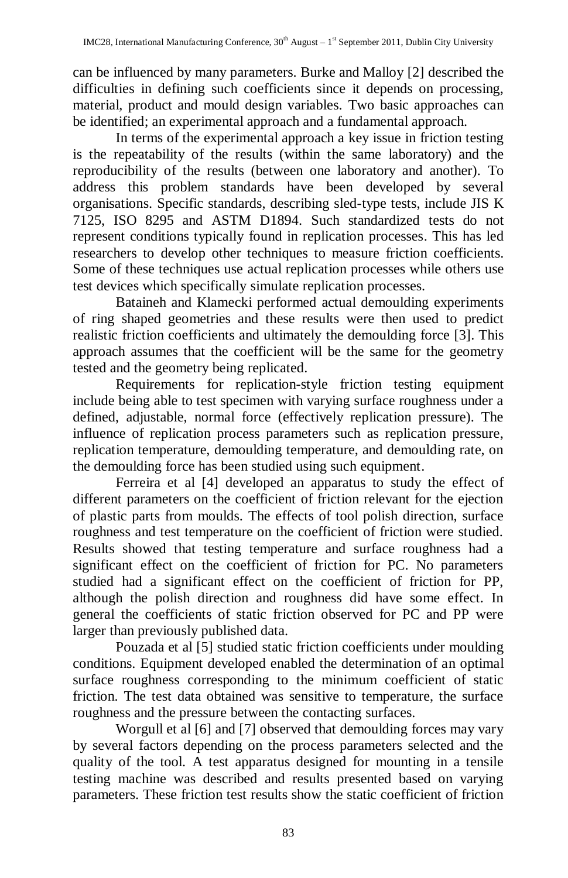can be influenced by many parameters. Burke and Malloy [2] described the difficulties in defining such coefficients since it depends on processing, material, product and mould design variables. Two basic approaches can be identified; an experimental approach and a fundamental approach.

In terms of the experimental approach a key issue in friction testing is the repeatability of the results (within the same laboratory) and the reproducibility of the results (between one laboratory and another). To address this problem standards have been developed by several organisations. Specific standards, describing sled-type tests, include JIS K 7125, ISO 8295 and ASTM D1894. Such standardized tests do not represent conditions typically found in replication processes. This has led researchers to develop other techniques to measure friction coefficients. Some of these techniques use actual replication processes while others use test devices which specifically simulate replication processes.

Bataineh and Klamecki performed actual demoulding experiments of ring shaped geometries and these results were then used to predict realistic friction coefficients and ultimately the demoulding force [3]. This approach assumes that the coefficient will be the same for the geometry tested and the geometry being replicated.

Requirements for replication-style friction testing equipment include being able to test specimen with varying surface roughness under a defined, adjustable, normal force (effectively replication pressure). The influence of replication process parameters such as replication pressure, replication temperature, demoulding temperature, and demoulding rate, on the demoulding force has been studied using such equipment.

Ferreira et al [4] developed an apparatus to study the effect of different parameters on the coefficient of friction relevant for the ejection of plastic parts from moulds. The effects of tool polish direction, surface roughness and test temperature on the coefficient of friction were studied. Results showed that testing temperature and surface roughness had a significant effect on the coefficient of friction for PC. No parameters studied had a significant effect on the coefficient of friction for PP, although the polish direction and roughness did have some effect. In general the coefficients of static friction observed for PC and PP were larger than previously published data.

Pouzada et al [5] studied static friction coefficients under moulding conditions. Equipment developed enabled the determination of an optimal surface roughness corresponding to the minimum coefficient of static friction. The test data obtained was sensitive to temperature, the surface roughness and the pressure between the contacting surfaces.

Worgull et al [6] and [7] observed that demoulding forces may vary by several factors depending on the process parameters selected and the quality of the tool. A test apparatus designed for mounting in a tensile testing machine was described and results presented based on varying parameters. These friction test results show the static coefficient of friction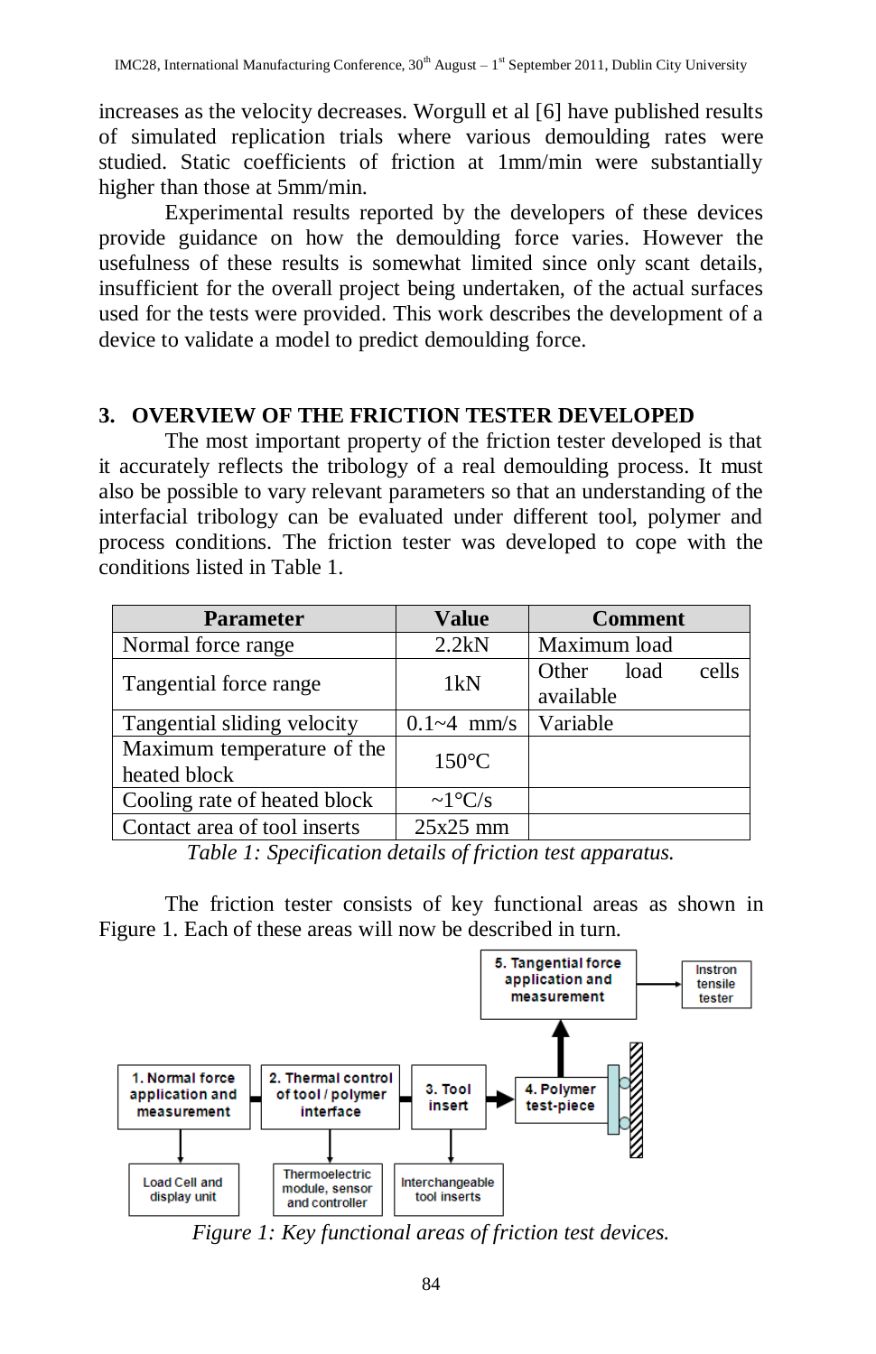increases as the velocity decreases. Worgull et al [6] have published results of simulated replication trials where various demoulding rates were studied. Static coefficients of friction at 1mm/min were substantially higher than those at 5mm/min.

Experimental results reported by the developers of these devices provide guidance on how the demoulding force varies. However the usefulness of these results is somewhat limited since only scant details, insufficient for the overall project being undertaken, of the actual surfaces used for the tests were provided. This work describes the development of a device to validate a model to predict demoulding force.

## 3. OVERVIEW OF THE FRICTION TESTER DEVELOPED

The most important property of the friction tester developed is that it accurately reflects the tribology of a real demoulding process. It must also be possible to vary relevant parameters so that an understanding of the interfacial tribology can be evaluated under different tool, polymer and process conditions. The friction tester was developed to cope with the conditions listed in Table 1.

| Parameter | Value | Comment |
|---|---|---|
| Normal force range | 2.2kN | Maximum load |
| Tangential force range | 1kN | Other load cells available |
| Tangential sliding velocity | 0.1~4 mm/s | Variable |
| Maximum temperature of the heated block | 150°C | |
| Cooling rate of heated block | ~1°C/s | |
| Contact area of tool inserts | 25x25 mm | |

*Table 1: Specification details of friction test apparatus.*

The friction tester consists of key functional areas as shown in Figure 1. Each of these areas will now be described in turn.

5. Tangential force application and measurement → Instron tensile tester

1. Normal force application and measurement — Load Cell and display unit
2. Thermal control of tool / polymer interface — Thermoelectric module, sensor and controller
3. Tool insert — Interchangeable tool inserts
4. Polymer test-piece

*Figure 1: Key functional areas of friction test devices.*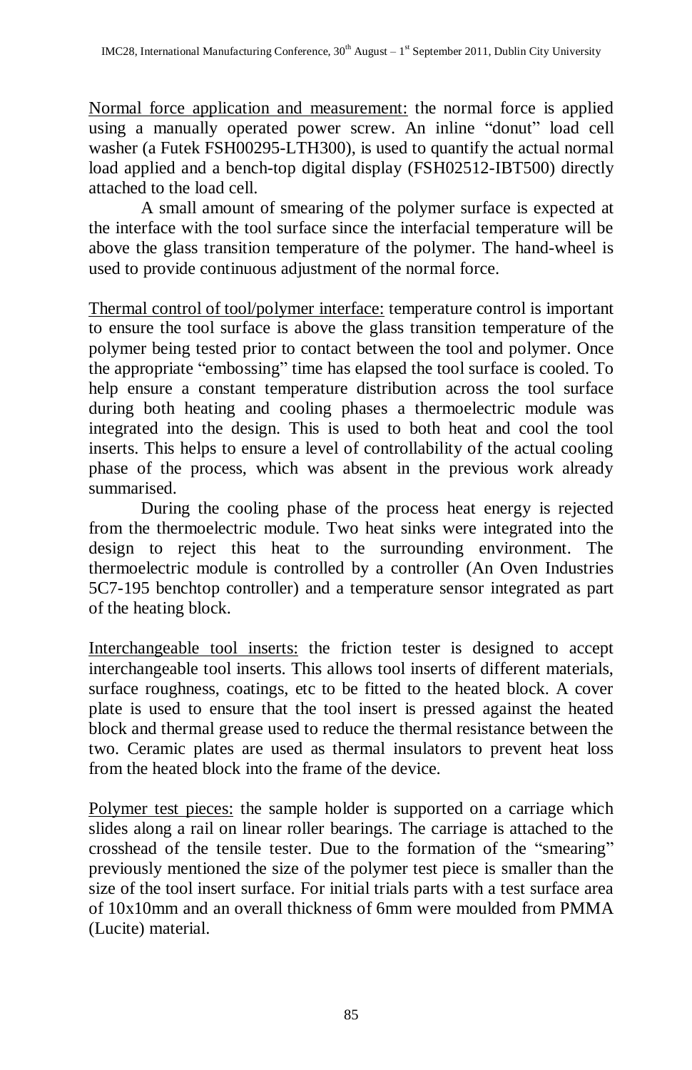Normal force application and measurement: the normal force is applied using a manually operated power screw. An inline "donut" load cell washer (a Futek FSH00295-LTH300), is used to quantify the actual normal load applied and a bench-top digital display (FSH02512-IBT500) directly attached to the load cell.

A small amount of smearing of the polymer surface is expected at the interface with the tool surface since the interfacial temperature will be above the glass transition temperature of the polymer. The hand-wheel is used to provide continuous adjustment of the normal force.

Thermal control of tool/polymer interface: temperature control is important to ensure the tool surface is above the glass transition temperature of the polymer being tested prior to contact between the tool and polymer. Once the appropriate "embossing" time has elapsed the tool surface is cooled. To help ensure a constant temperature distribution across the tool surface during both heating and cooling phases a thermoelectric module was integrated into the design. This is used to both heat and cool the tool inserts. This helps to ensure a level of controllability of the actual cooling phase of the process, which was absent in the previous work already summarised.

During the cooling phase of the process heat energy is rejected from the thermoelectric module. Two heat sinks were integrated into the design to reject this heat to the surrounding environment. The thermoelectric module is controlled by a controller (An Oven Industries 5C7-195 benchtop controller) and a temperature sensor integrated as part of the heating block.

Interchangeable tool inserts: the friction tester is designed to accept interchangeable tool inserts. This allows tool inserts of different materials, surface roughness, coatings, etc to be fitted to the heated block. A cover plate is used to ensure that the tool insert is pressed against the heated block and thermal grease used to reduce the thermal resistance between the two. Ceramic plates are used as thermal insulators to prevent heat loss from the heated block into the frame of the device.

Polymer test pieces: the sample holder is supported on a carriage which slides along a rail on linear roller bearings. The carriage is attached to the crosshead of the tensile tester. Due to the formation of the "smearing" previously mentioned the size of the polymer test piece is smaller than the size of the tool insert surface. For initial trials parts with a test surface area of 10x10mm and an overall thickness of 6mm were moulded from PMMA (Lucite) material.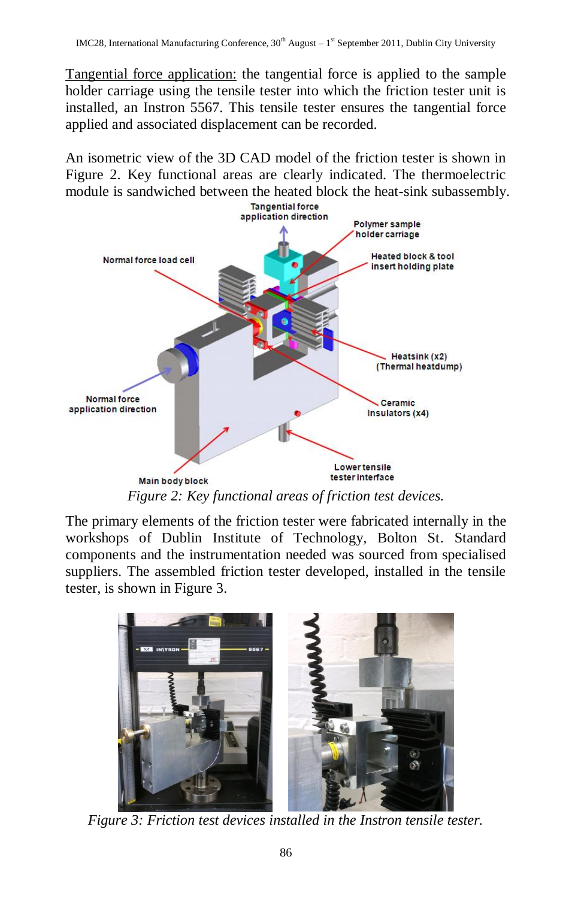<u>Tangential force application:</u> the tangential force is applied to the sample holder carriage using the tensile tester into which the friction tester unit is installed, an Instron 5567. This tensile tester ensures the tangential force applied and associated displacement can be recorded.

An isometric view of the 3D CAD model of the friction tester is shown in Figure 2. Key functional areas are clearly indicated. The thermoelectric module is sandwiched between the heated block the heat-sink subassembly.

*Figure 2: Key functional areas of friction test devices.*

The primary elements of the friction tester were fabricated internally in the workshops of Dublin Institute of Technology, Bolton St. Standard components and the instrumentation needed was sourced from specialised suppliers. The assembled friction tester developed, installed in the tensile tester, is shown in Figure 3.

*Figure 3: Friction test devices installed in the Instron tensile tester.*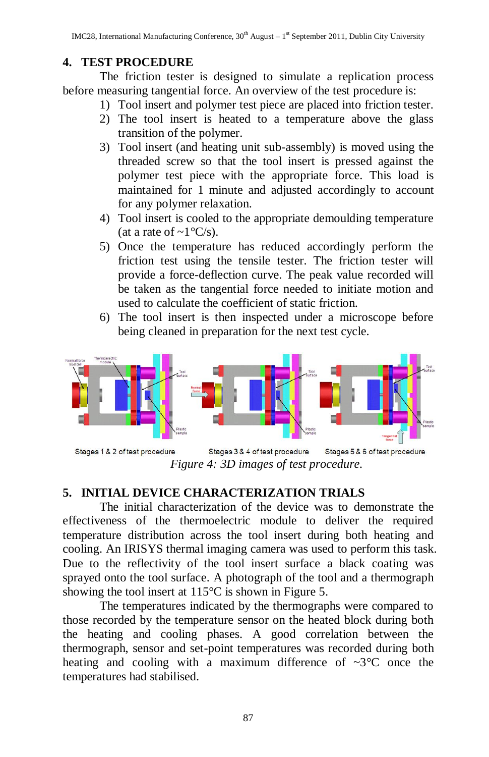## 4. TEST PROCEDURE

The friction tester is designed to simulate a replication process before measuring tangential force. An overview of the test procedure is:

1) Tool insert and polymer test piece are placed into friction tester.
2) The tool insert is heated to a temperature above the glass transition of the polymer.
3) Tool insert (and heating unit sub-assembly) is moved using the threaded screw so that the tool insert is pressed against the polymer test piece with the appropriate force. This load is maintained for 1 minute and adjusted accordingly to account for any polymer relaxation.
4) Tool insert is cooled to the appropriate demoulding temperature (at a rate of ~1°C/s).
5) Once the temperature has reduced accordingly perform the friction test using the tensile tester. The friction tester will provide a force-deflection curve. The peak value recorded will be taken as the tangential force needed to initiate motion and used to calculate the coefficient of static friction.
6) The tool insert is then inspected under a microscope before being cleaned in preparation for the next test cycle.

Stages 1 & 2 of test procedure | Stages 3 & 4 of test procedure | Stages 5 & 6 of test procedure

*Figure 4: 3D images of test procedure.*

## 5. INITIAL DEVICE CHARACTERIZATION TRIALS

The initial characterization of the device was to demonstrate the effectiveness of the thermoelectric module to deliver the required temperature distribution across the tool insert during both heating and cooling. An IRISYS thermal imaging camera was used to perform this task. Due to the reflectivity of the tool insert surface a black coating was sprayed onto the tool surface. A photograph of the tool and a thermograph showing the tool insert at 115°C is shown in Figure 5.

The temperatures indicated by the thermographs were compared to those recorded by the temperature sensor on the heated block during both the heating and cooling phases. A good correlation between the thermograph, sensor and set-point temperatures was recorded during both heating and cooling with a maximum difference of ~3°C once the temperatures had stabilised.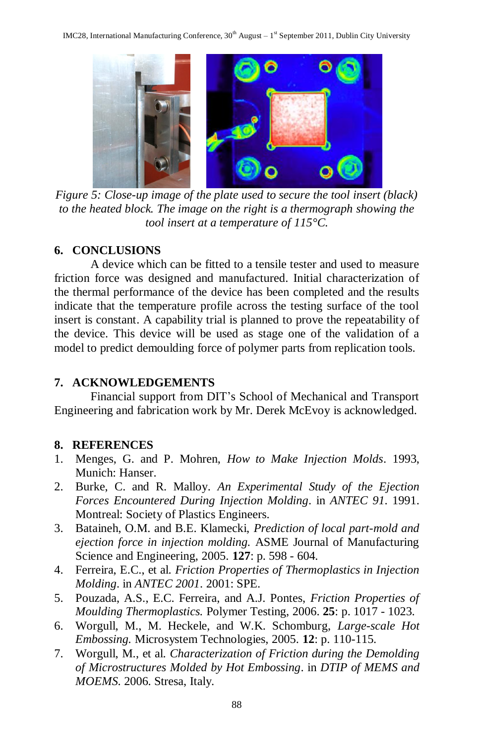*Figure 5: Close-up image of the plate used to secure the tool insert (black) to the heated block. The image on the right is a thermograph showing the tool insert at a temperature of 115°C.*

## 6. CONCLUSIONS

A device which can be fitted to a tensile tester and used to measure friction force was designed and manufactured. Initial characterization of the thermal performance of the device has been completed and the results indicate that the temperature profile across the testing surface of the tool insert is constant. A capability trial is planned to prove the repeatability of the device. This device will be used as stage one of the validation of a model to predict demoulding force of polymer parts from replication tools.

## 7. ACKNOWLEDGEMENTS

Financial support from DIT's School of Mechanical and Transport Engineering and fabrication work by Mr. Derek McEvoy is acknowledged.

## 8. REFERENCES

1. Menges, G. and P. Mohren, *How to Make Injection Molds*. 1993, Munich: Hanser.
2. Burke, C. and R. Malloy. *An Experimental Study of the Ejection Forces Encountered During Injection Molding*. in *ANTEC 91*. 1991. Montreal: Society of Plastics Engineers.
3. Bataineh, O.M. and B.E. Klamecki, *Prediction of local part-mold and ejection force in injection molding.* ASME Journal of Manufacturing Science and Engineering, 2005. **127**: p. 598 - 604.
4. Ferreira, E.C., et al. *Friction Properties of Thermoplastics in Injection Molding*. in *ANTEC 2001*. 2001: SPE.
5. Pouzada, A.S., E.C. Ferreira, and A.J. Pontes, *Friction Properties of Moulding Thermoplastics.* Polymer Testing, 2006. **25**: p. 1017 - 1023.
6. Worgull, M., M. Heckele, and W.K. Schomburg, *Large-scale Hot Embossing.* Microsystem Technologies, 2005. **12**: p. 110-115.
7. Worgull, M., et al. *Characterization of Friction during the Demolding of Microstructures Molded by Hot Embossing*. in *DTIP of MEMS and MOEMS*. 2006. Stresa, Italy.